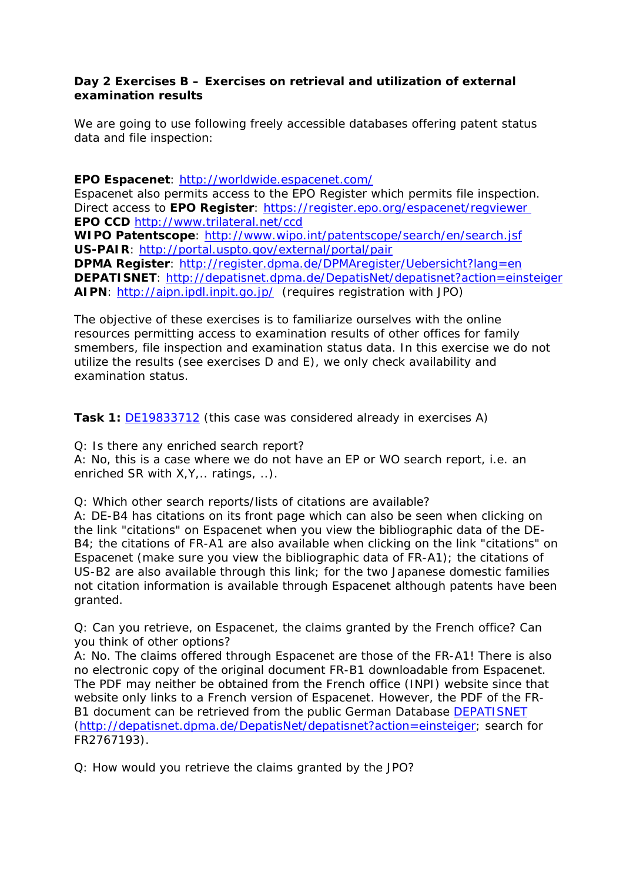**Day 2 Exercises B – Exercises on retrieval and utilization of external examination results**

We are going to use following freely accessible databases offering patent status data and file inspection:

**EPO Espacenet**: http://worldwide.espacenet.com/
Espacenet also permits access to the EPO Register which permits file inspection.
Direct access to **EPO Register**: https://register.epo.org/espacenet/regviewer
**EPO CCD** http://www.trilateral.net/ccd
**WIPO Patentscope**: http://www.wipo.int/patentscope/search/en/search.jsf
**US-PAIR**: http://portal.uspto.gov/external/portal/pair
**DPMA Register**: http://register.dpma.de/DPMAregister/Uebersicht?lang=en
**DEPATISNET**: http://depatisnet.dpma.de/DepatisNet/depatisnet?action=einsteiger
**AIPN**: http://aipn.ipdl.inpit.go.jp/ (requires registration with JPO)

The objective of these exercises is to familiarize ourselves with the online resources permitting access to examination results of other offices for family smembers, file inspection and examination status data. In this exercise we do not utilize the results (see exercises D and E), we only check availability and examination status.

**Task 1:** DE19833712 (this case was considered already in exercises A)

Q: Is there any enriched search report?
A: No, this is a case where we do not have an EP or WO search report, i.e. an enriched SR with X,Y,.. ratings, ..).

Q: Which other search reports/lists of citations are available?
A: DE-B4 has citations on its front page which can also be seen when clicking on the link "citations" on Espacenet when you view the bibliographic data of the DE-B4; the citations of FR-A1 are also available when clicking on the link "citations" on Espacenet (make sure you view the bibliographic data of FR-A1); the citations of US-B2 are also available through this link; for the two Japanese domestic families not citation information is available through Espacenet although patents have been granted.

Q: Can you retrieve, on Espacenet, the claims granted by the French office? Can you think of other options?
A: No. The claims offered through Espacenet are those of the FR-A1! There is also no electronic copy of the original document FR-B1 downloadable from Espacenet. The PDF may neither be obtained from the French office (INPI) website since that website only links to a French version of Espacenet. However, the PDF of the FR-B1 document can be retrieved from the public German Database DEPATISNET (http://depatisnet.dpma.de/DepatisNet/depatisnet?action=einsteiger; search for FR2767193).

Q: How would you retrieve the claims granted by the JPO?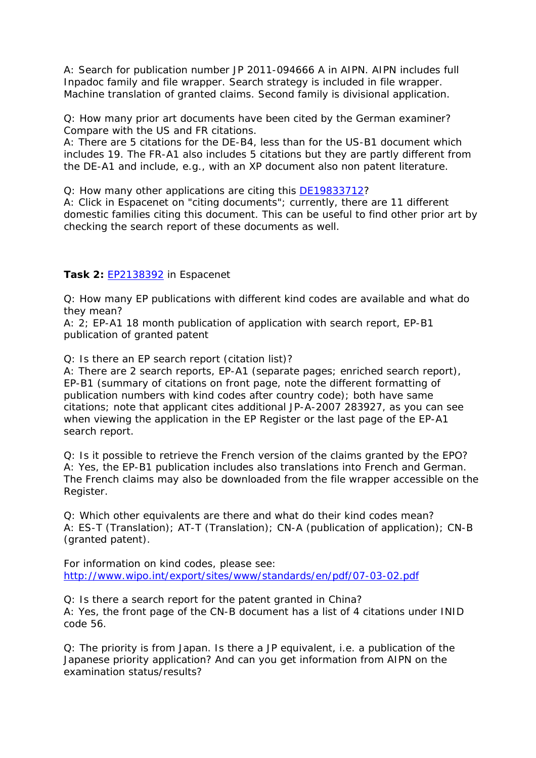A: Search for publication number JP 2011-094666 A in AIPN. AIPN includes full Inpadoc family and file wrapper. Search strategy is included in file wrapper. Machine translation of granted claims. Second family is divisional application.

Q: How many prior art documents have been cited by the German examiner? Compare with the US and FR citations.
A: There are 5 citations for the DE-B4, less than for the US-B1 document which includes 19. The FR-A1 also includes 5 citations but they are partly different from the DE-A1 and include, e.g., with an XP document also non patent literature.

Q: How many other applications are citing this [DE19833712]?
A: Click in Espacenet on "citing documents"; currently, there are 11 different domestic families citing this document. This can be useful to find other prior art by checking the search report of these documents as well.

**Task 2:** [EP2138392] in Espacenet

Q: How many EP publications with different kind codes are available and what do they mean?
A: 2; EP-A1 18 month publication of application with search report, EP-B1 publication of granted patent

Q: Is there an EP search report (citation list)?
A: There are 2 search reports, EP-A1 (separate pages; enriched search report), EP-B1 (summary of citations on front page, note the different formatting of publication numbers with kind codes after country code); both have same citations; note that applicant cites additional JP-A-2007 283927, as you can see when viewing the application in the EP Register or the last page of the EP-A1 search report.

Q: Is it possible to retrieve the French version of the claims granted by the EPO?
A: Yes, the EP-B1 publication includes also translations into French and German. The French claims may also be downloaded from the file wrapper accessible on the Register.

Q: Which other equivalents are there and what do their kind codes mean?
A: ES-T (Translation); AT-T (Translation); CN-A (publication of application); CN-B (granted patent).

For information on kind codes, please see:
http://www.wipo.int/export/sites/www/standards/en/pdf/07-03-02.pdf

Q: Is there a search report for the patent granted in China?
A: Yes, the front page of the CN-B document has a list of 4 citations under INID code 56.

Q: The priority is from Japan. Is there a JP equivalent, i.e. a publication of the Japanese priority application? And can you get information from AIPN on the examination status/results?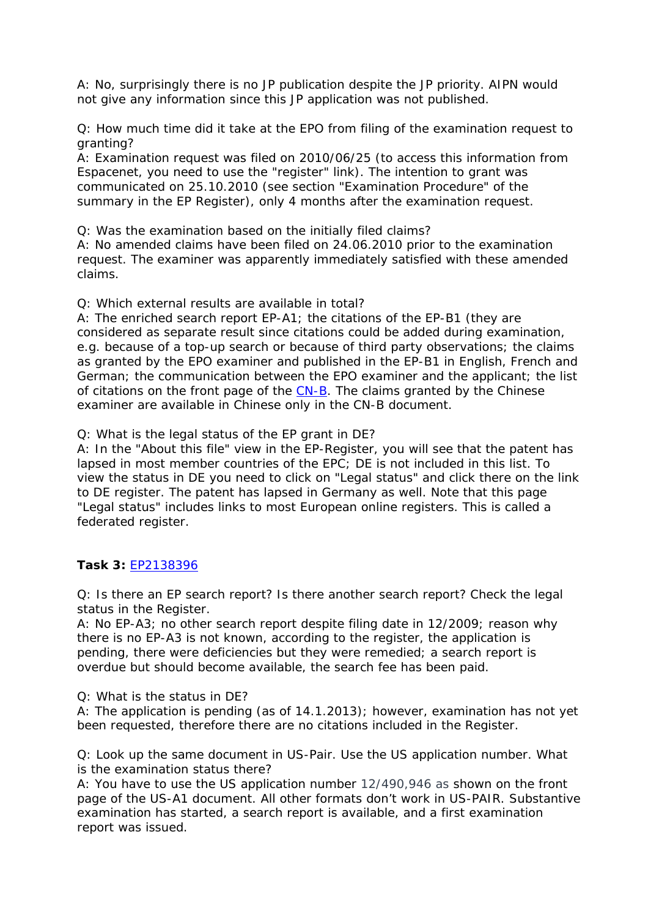A: No, surprisingly there is no JP publication despite the JP priority. AIPN would not give any information since this JP application was not published.

Q: How much time did it take at the EPO from filing of the examination request to granting?
A: Examination request was filed on 2010/06/25 (to access this information from Espacenet, you need to use the "register" link). The intention to grant was communicated on 25.10.2010 (see section "Examination Procedure" of the summary in the EP Register), only 4 months after the examination request.

Q: Was the examination based on the initially filed claims?
A: No amended claims have been filed on 24.06.2010 prior to the examination request. The examiner was apparently immediately satisfied with these amended claims.

Q: Which external results are available in total?
A: The enriched search report EP-A1; the citations of the EP-B1 (they are considered as separate result since citations could be added during examination, e.g. because of a top-up search or because of third party observations; the claims as granted by the EPO examiner and published in the EP-B1 in English, French and German; the communication between the EPO examiner and the applicant; the list of citations on the front page of the CN-B. The claims granted by the Chinese examiner are available in Chinese only in the CN-B document.

Q: What is the legal status of the EP grant in DE?
A: In the "About this file" view in the EP-Register, you will see that the patent has lapsed in most member countries of the EPC; DE is not included in this list. To view the status in DE you need to click on "Legal status" and click there on the link to DE register. The patent has lapsed in Germany as well. Note that this page "Legal status" includes links to most European online registers. This is called a federated register.

**Task 3:** EP2138396

Q: Is there an EP search report? Is there another search report? Check the legal status in the Register.
A: No EP-A3; no other search report despite filing date in 12/2009; reason why there is no EP-A3 is not known, according to the register, the application is pending, there were deficiencies but they were remedied; a search report is overdue but should become available, the search fee has been paid.

Q: What is the status in DE?
A: The application is pending (as of 14.1.2013); however, examination has not yet been requested, therefore there are no citations included in the Register.

Q: Look up the same document in US-Pair. Use the US application number. What is the examination status there?
A: You have to use the US application number 12/490,946 as shown on the front page of the US-A1 document. All other formats don't work in US-PAIR. Substantive examination has started, a search report is available, and a first examination report was issued.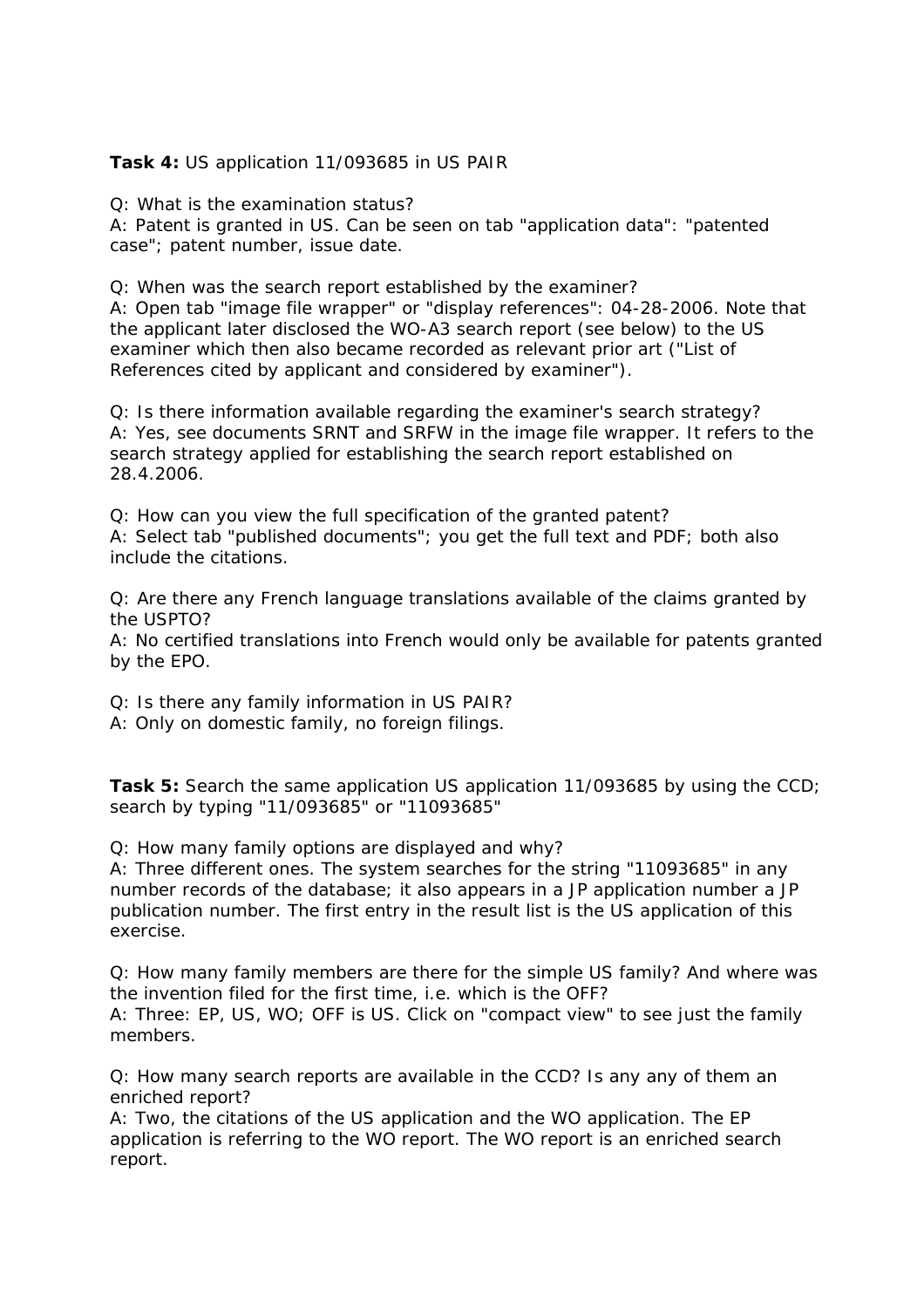**Task 4:** US application 11/093685 in US PAIR

Q: What is the examination status?
A: Patent is granted in US. Can be seen on tab "application data": "patented case"; patent number, issue date.

Q: When was the search report established by the examiner?
A: Open tab "image file wrapper" or "display references": 04-28-2006. Note that the applicant later disclosed the WO-A3 search report (see below) to the US examiner which then also became recorded as relevant prior art ("List of References cited by applicant and considered by examiner").

Q: Is there information available regarding the examiner's search strategy?
A: Yes, see documents SRNT and SRFW in the image file wrapper. It refers to the search strategy applied for establishing the search report established on 28.4.2006.

Q: How can you view the full specification of the granted patent?
A: Select tab "published documents"; you get the full text and PDF; both also include the citations.

Q: Are there any French language translations available of the claims granted by the USPTO?
A: No certified translations into French would only be available for patents granted by the EPO.

Q: Is there any family information in US PAIR?
A: Only on domestic family, no foreign filings.

**Task 5:** Search the same application US application 11/093685 by using the CCD; search by typing "11/093685" or "11093685"

Q: How many family options are displayed and why?
A: Three different ones. The system searches for the string "11093685" in any number records of the database; it also appears in a JP application number a JP publication number. The first entry in the result list is the US application of this exercise.

Q: How many family members are there for the simple US family? And where was the invention filed for the first time, i.e. which is the OFF?
A: Three: EP, US, WO; OFF is US. Click on "compact view" to see just the family members.

Q: How many search reports are available in the CCD? Is any any of them an enriched report?
A: Two, the citations of the US application and the WO application. The EP application is referring to the WO report. The WO report is an enriched search report.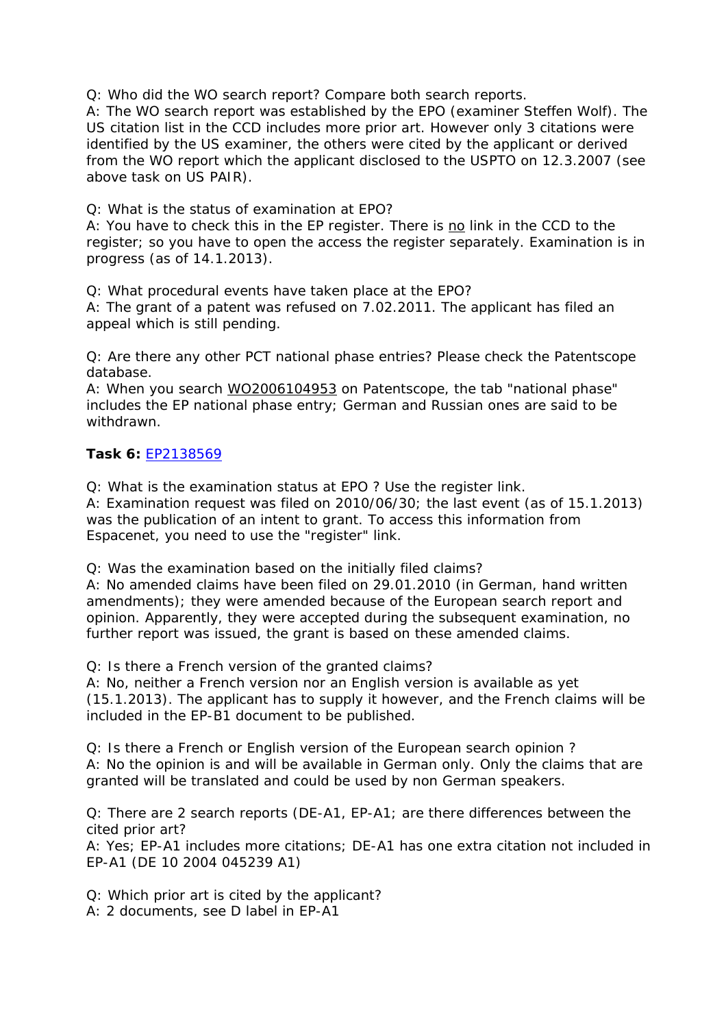Q: Who did the WO search report? Compare both search reports.
A: The WO search report was established by the EPO (examiner Steffen Wolf). The US citation list in the CCD includes more prior art. However only 3 citations were identified by the US examiner, the others were cited by the applicant or derived from the WO report which the applicant disclosed to the USPTO on 12.3.2007 (see above task on US PAIR).

Q: What is the status of examination at EPO?
A: You have to check this in the EP register. There is no link in the CCD to the register; so you have to open the access the register separately. Examination is in progress (as of 14.1.2013).

Q: What procedural events have taken place at the EPO?
A: The grant of a patent was refused on 7.02.2011. The applicant has filed an appeal which is still pending.

Q: Are there any other PCT national phase entries? Please check the Patentscope database.
A: When you search WO2006104953 on Patentscope, the tab "national phase" includes the EP national phase entry; German and Russian ones are said to be withdrawn.

**Task 6:** EP2138569

Q: What is the examination status at EPO ? Use the register link.
A: Examination request was filed on 2010/06/30; the last event (as of 15.1.2013) was the publication of an intent to grant. To access this information from Espacenet, you need to use the "register" link.

Q: Was the examination based on the initially filed claims?
A: No amended claims have been filed on 29.01.2010 (in German, hand written amendments); they were amended because of the European search report and opinion. Apparently, they were accepted during the subsequent examination, no further report was issued, the grant is based on these amended claims.

Q: Is there a French version of the granted claims?
A: No, neither a French version nor an English version is available as yet (15.1.2013). The applicant has to supply it however, and the French claims will be included in the EP-B1 document to be published.

Q: Is there a French or English version of the European search opinion ?
A: No the opinion is and will be available in German only. Only the claims that are granted will be translated and could be used by non German speakers.

Q: There are 2 search reports (DE-A1, EP-A1; are there differences between the cited prior art?
A: Yes; EP-A1 includes more citations; DE-A1 has one extra citation not included in EP-A1 (DE 10 2004 045239 A1)

Q: Which prior art is cited by the applicant?
A: 2 documents, see D label in EP-A1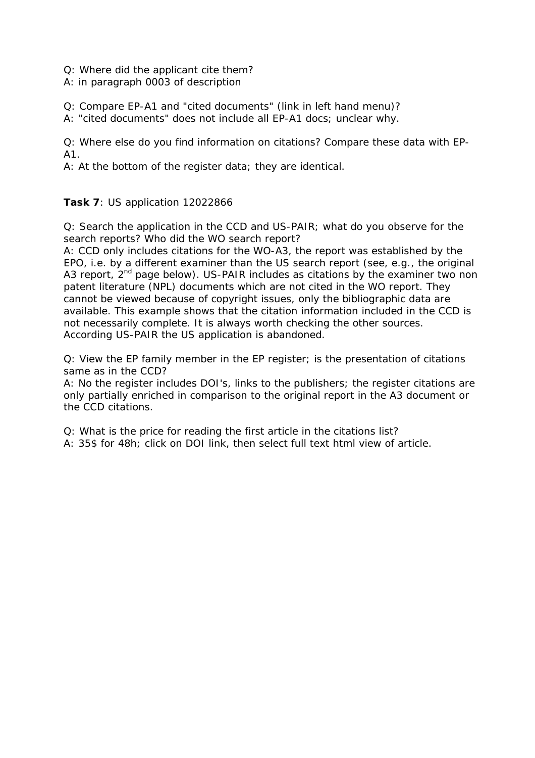Q: Where did the applicant cite them?
A: in paragraph 0003 of description

Q: Compare EP-A1 and "cited documents" (link in left hand menu)?
A: "cited documents" does not include all EP-A1 docs; unclear why.

Q: Where else do you find information on citations? Compare these data with EP-A1.
A: At the bottom of the register data; they are identical.

**Task 7**: US application 12022866

Q: Search the application in the CCD and US-PAIR; what do you observe for the search reports? Who did the WO search report?
A: CCD only includes citations for the WO-A3, the report was established by the EPO, i.e. by a different examiner than the US search report (see, e.g., the original A3 report, 2nd page below). US-PAIR includes as citations by the examiner two non patent literature (NPL) documents which are not cited in the WO report. They cannot be viewed because of copyright issues, only the bibliographic data are available. This example shows that the citation information included in the CCD is not necessarily complete. It is always worth checking the other sources. According US-PAIR the US application is abandoned.

Q: View the EP family member in the EP register; is the presentation of citations same as in the CCD?
A: No the register includes DOI's, links to the publishers; the register citations are only partially enriched in comparison to the original report in the A3 document or the CCD citations.

Q: What is the price for reading the first article in the citations list?
A: 35$ for 48h; click on DOI link, then select full text html view of article.